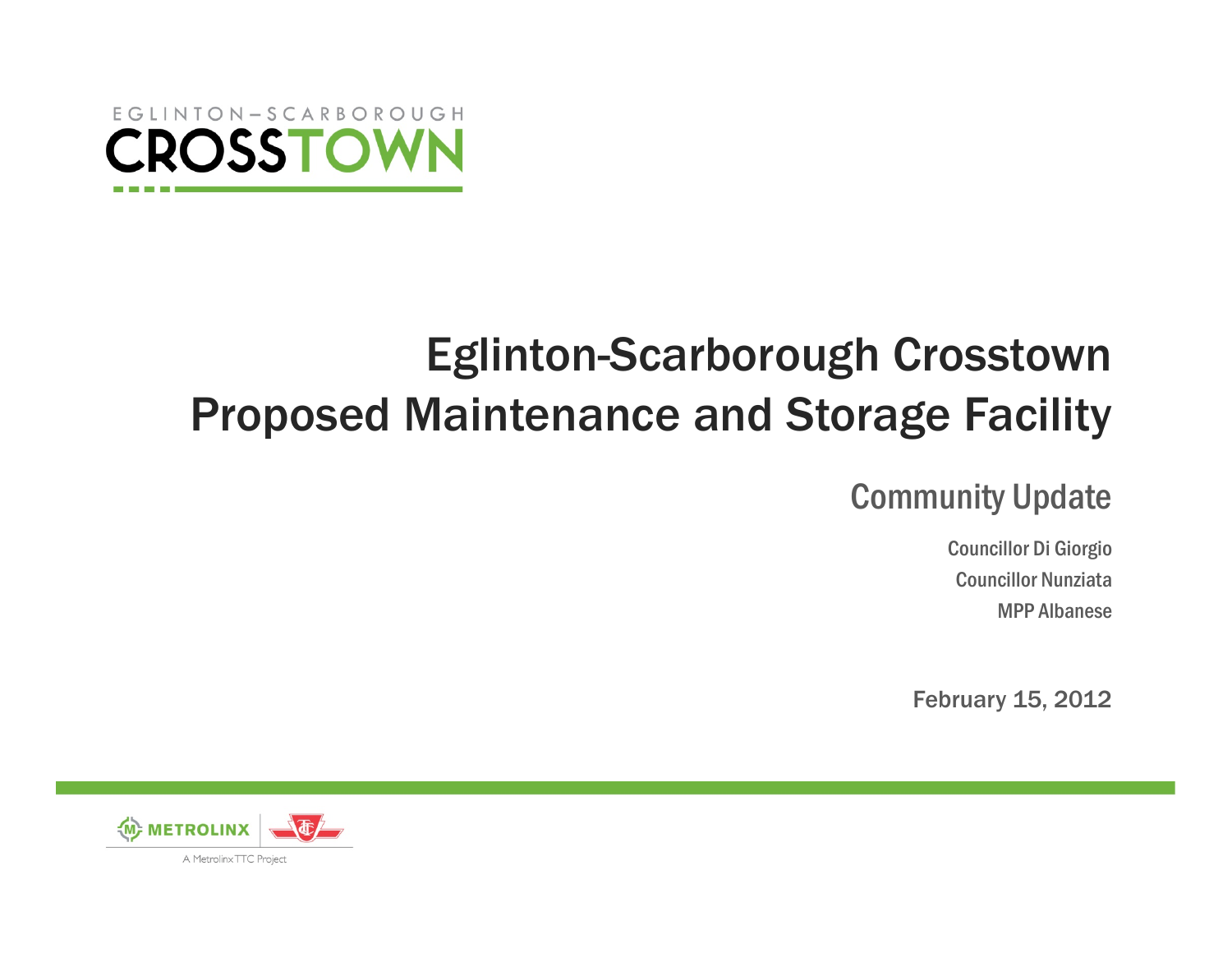EGLINTON–SCARBOROUGH
CROSSTOWN

# Eglinton-Scarborough Crosstown
# Proposed Maintenance and Storage Facility

## Community Update

Councillor Di Giorgio
Councillor Nunziata
MPP Albanese

February 15, 2012

METROLINX

A Metrolinx TTC Project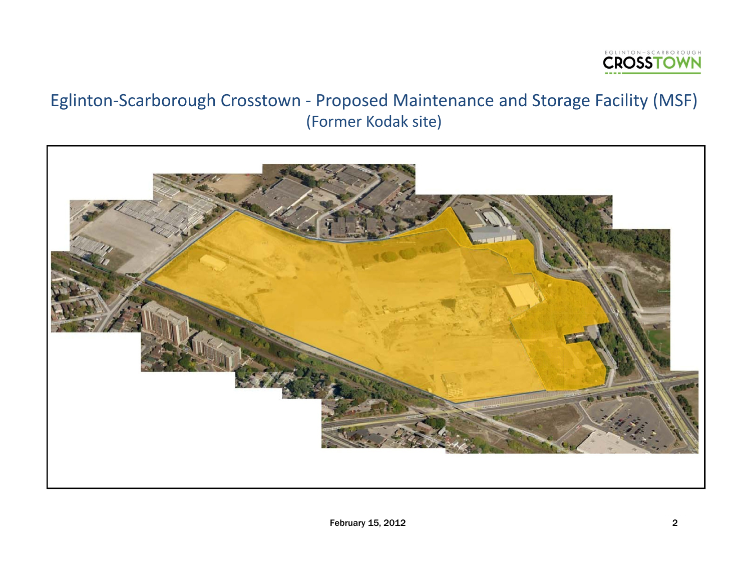# Eglinton-Scarborough Crosstown - Proposed Maintenance and Storage Facility (MSF)

(Former Kodak site)

February 15, 2012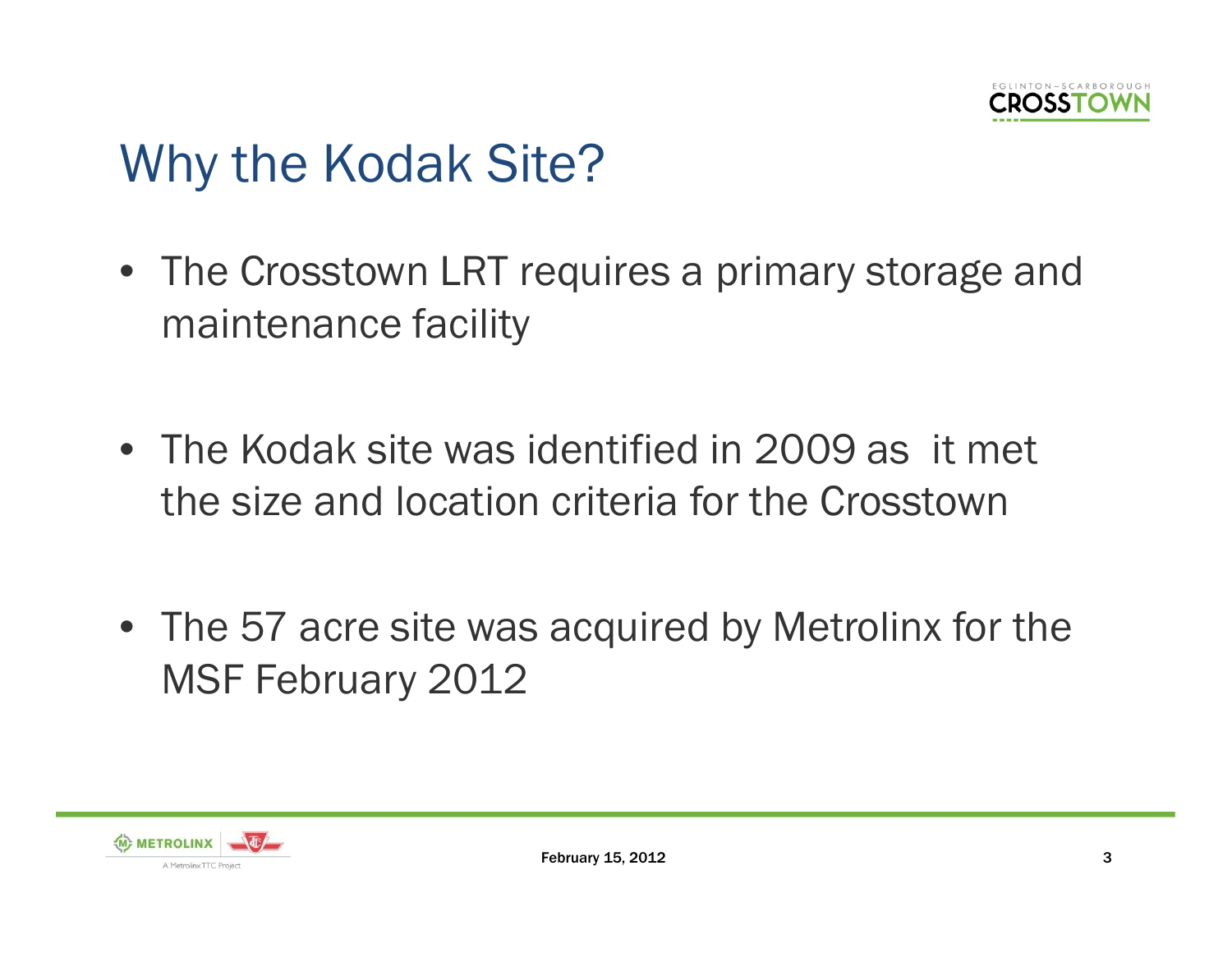# Why the Kodak Site?

- The Crosstown LRT requires a primary storage and maintenance facility
- The Kodak site was identified in 2009 as it met the size and location criteria for the Crosstown
- The 57 acre site was acquired by Metrolinx for the MSF February 2012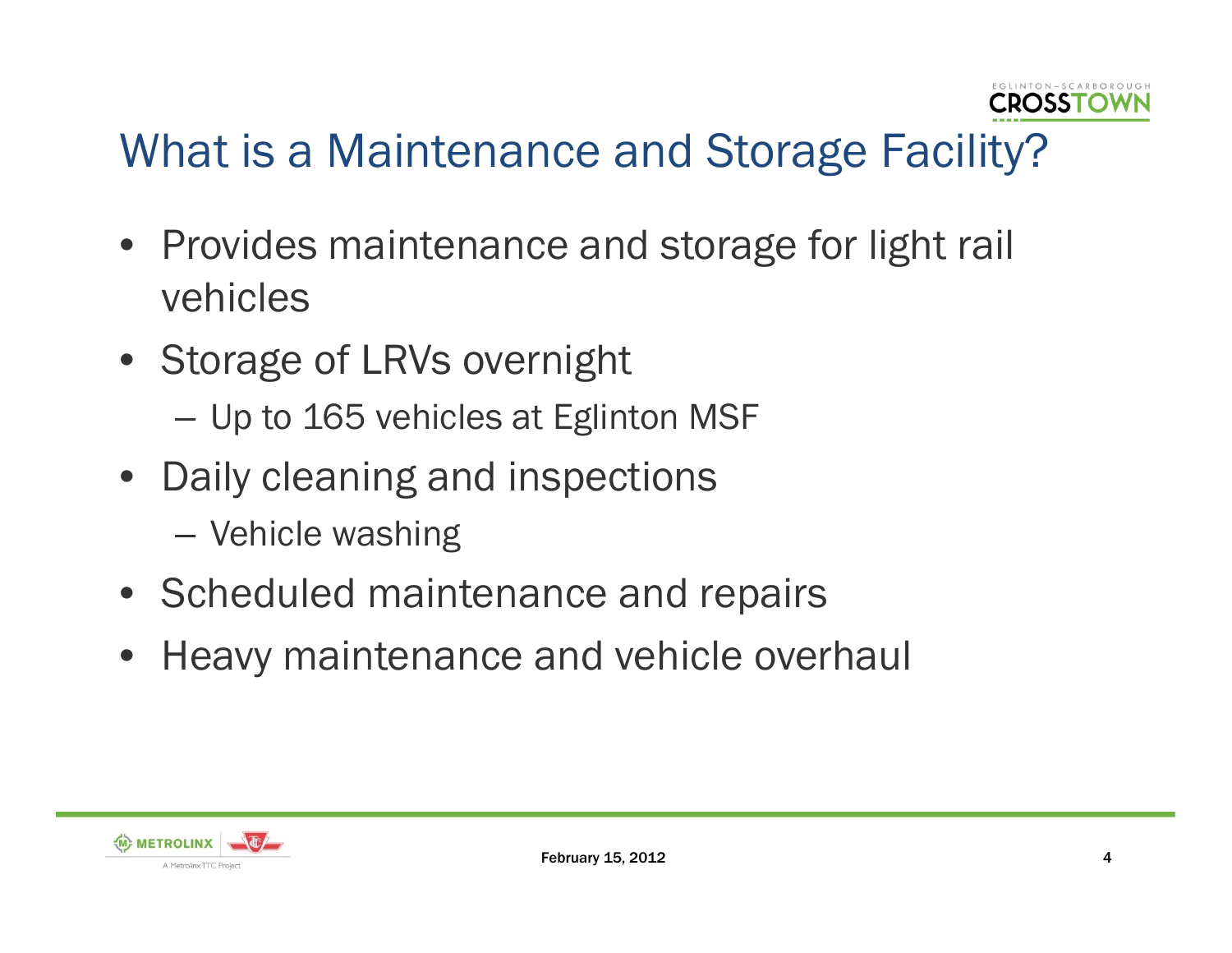# What is a Maintenance and Storage Facility?

- Provides maintenance and storage for light rail vehicles
- Storage of LRVs overnight
  - Up to 165 vehicles at Eglinton MSF
- Daily cleaning and inspections
  - Vehicle washing
- Scheduled maintenance and repairs
- Heavy maintenance and vehicle overhaul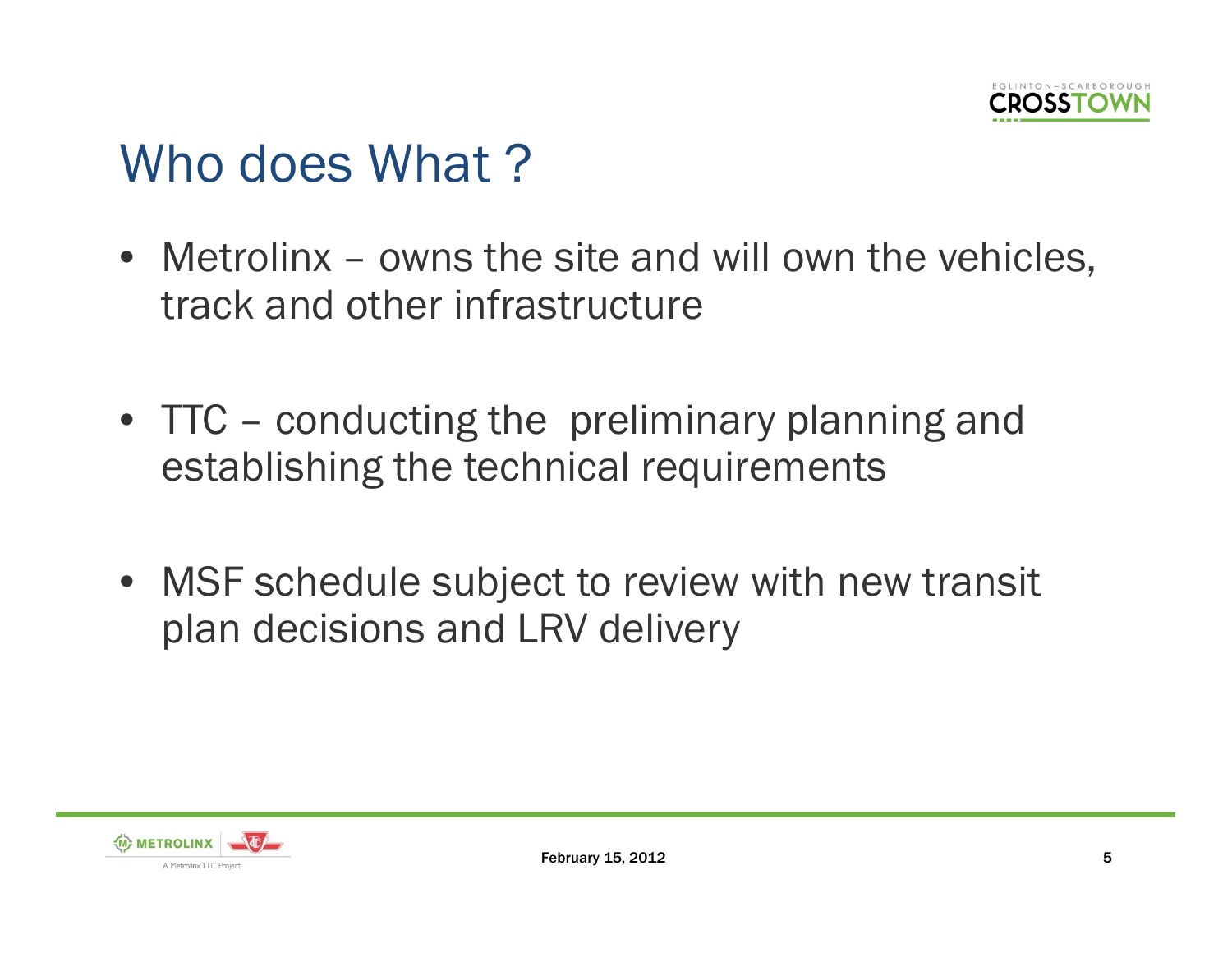# Who does What ?

- Metrolinx – owns the site and will own the vehicles, track and other infrastructure

- TTC – conducting the preliminary planning and establishing the technical requirements

- MSF schedule subject to review with new transit plan decisions and LRV delivery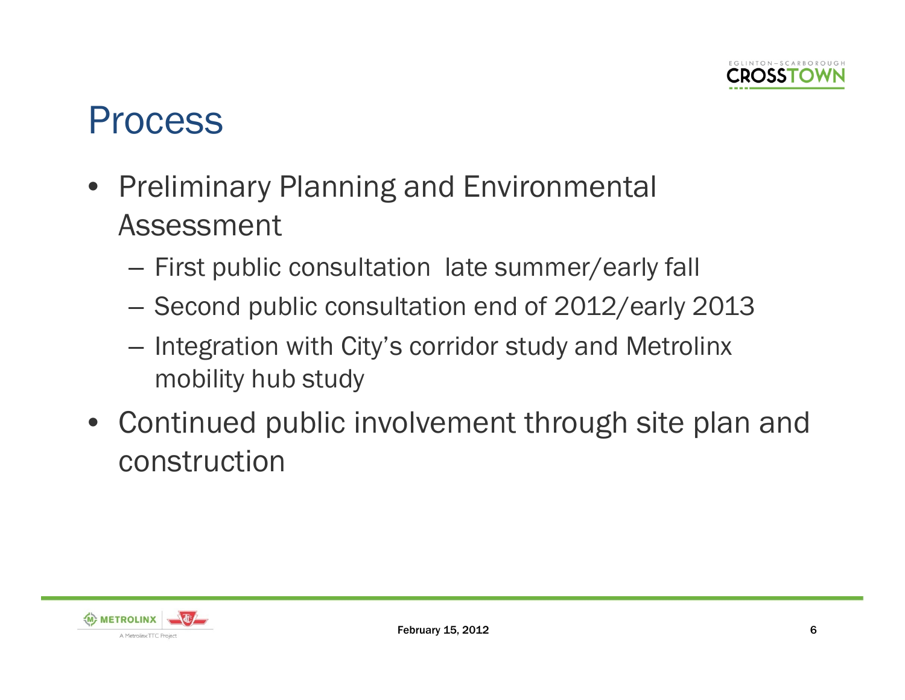# Process

- Preliminary Planning and Environmental Assessment
  - First public consultation  late summer/early fall
  - Second public consultation end of 2012/early 2013
  - Integration with City's corridor study and Metrolinx mobility hub study
- Continued public involvement through site plan and construction